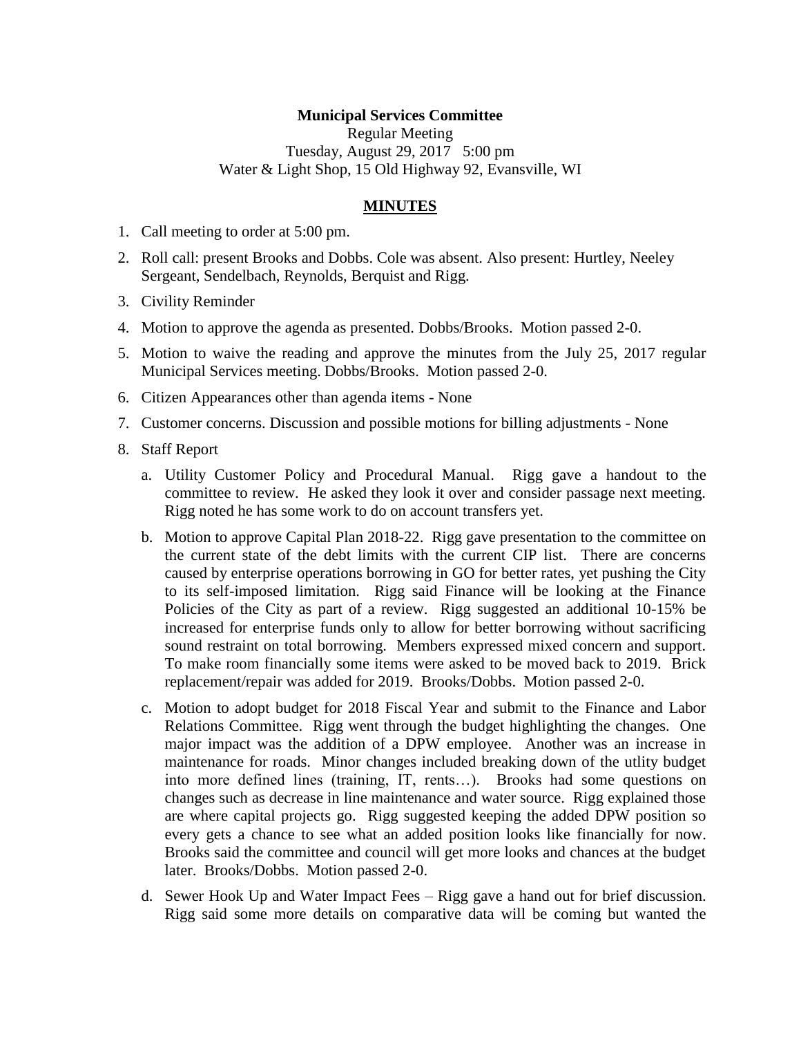**Municipal Services Committee**

Regular Meeting

Tuesday, August 29, 2017 5:00 pm

Water & Light Shop, 15 Old Highway 92, Evansville, WI

**MINUTES**

1. Call meeting to order at 5:00 pm.
2. Roll call: present Brooks and Dobbs. Cole was absent. Also present: Hurtley, Neeley Sergeant, Sendelbach, Reynolds, Berquist and Rigg.
3. Civility Reminder
4. Motion to approve the agenda as presented. Dobbs/Brooks. Motion passed 2-0.
5. Motion to waive the reading and approve the minutes from the July 25, 2017 regular Municipal Services meeting. Dobbs/Brooks. Motion passed 2-0.
6. Citizen Appearances other than agenda items - None
7. Customer concerns. Discussion and possible motions for billing adjustments - None
8. Staff Report
   a. Utility Customer Policy and Procedural Manual. Rigg gave a handout to the committee to review. He asked they look it over and consider passage next meeting. Rigg noted he has some work to do on account transfers yet.
   b. Motion to approve Capital Plan 2018-22. Rigg gave presentation to the committee on the current state of the debt limits with the current CIP list. There are concerns caused by enterprise operations borrowing in GO for better rates, yet pushing the City to its self-imposed limitation. Rigg said Finance will be looking at the Finance Policies of the City as part of a review. Rigg suggested an additional 10-15% be increased for enterprise funds only to allow for better borrowing without sacrificing sound restraint on total borrowing. Members expressed mixed concern and support. To make room financially some items were asked to be moved back to 2019. Brick replacement/repair was added for 2019. Brooks/Dobbs. Motion passed 2-0.
   c. Motion to adopt budget for 2018 Fiscal Year and submit to the Finance and Labor Relations Committee. Rigg went through the budget highlighting the changes. One major impact was the addition of a DPW employee. Another was an increase in maintenance for roads. Minor changes included breaking down of the utlity budget into more defined lines (training, IT, rents…). Brooks had some questions on changes such as decrease in line maintenance and water source. Rigg explained those are where capital projects go. Rigg suggested keeping the added DPW position so every gets a chance to see what an added position looks like financially for now. Brooks said the committee and council will get more looks and chances at the budget later. Brooks/Dobbs. Motion passed 2-0.
   d. Sewer Hook Up and Water Impact Fees – Rigg gave a hand out for brief discussion. Rigg said some more details on comparative data will be coming but wanted the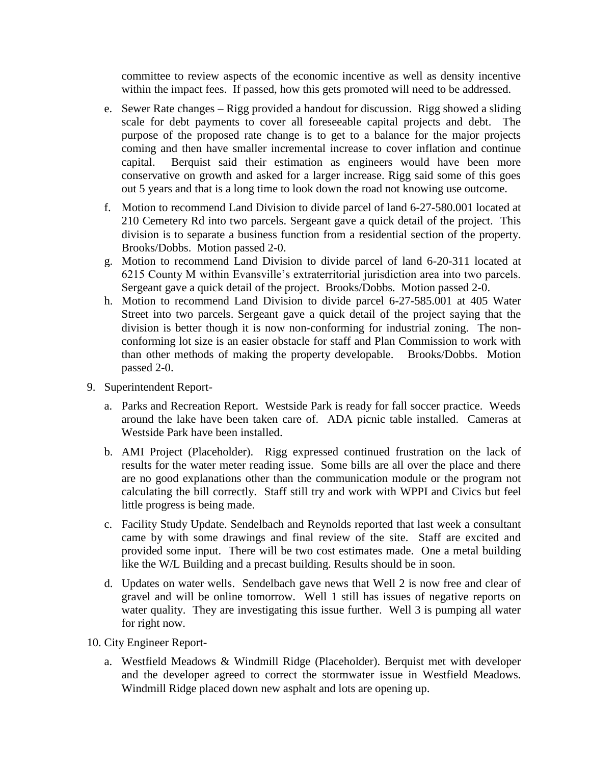committee to review aspects of the economic incentive as well as density incentive within the impact fees. If passed, how this gets promoted will need to be addressed.

e. Sewer Rate changes – Rigg provided a handout for discussion. Rigg showed a sliding scale for debt payments to cover all foreseeable capital projects and debt. The purpose of the proposed rate change is to get to a balance for the major projects coming and then have smaller incremental increase to cover inflation and continue capital. Berquist said their estimation as engineers would have been more conservative on growth and asked for a larger increase. Rigg said some of this goes out 5 years and that is a long time to look down the road not knowing use outcome.

f. Motion to recommend Land Division to divide parcel of land 6-27-580.001 located at 210 Cemetery Rd into two parcels. Sergeant gave a quick detail of the project. This division is to separate a business function from a residential section of the property. Brooks/Dobbs. Motion passed 2-0.

g. Motion to recommend Land Division to divide parcel of land 6-20-311 located at 6215 County M within Evansville's extraterritorial jurisdiction area into two parcels. Sergeant gave a quick detail of the project. Brooks/Dobbs. Motion passed 2-0.

h. Motion to recommend Land Division to divide parcel 6-27-585.001 at 405 Water Street into two parcels. Sergeant gave a quick detail of the project saying that the division is better though it is now non-conforming for industrial zoning. The non-conforming lot size is an easier obstacle for staff and Plan Commission to work with than other methods of making the property developable. Brooks/Dobbs. Motion passed 2-0.

9. Superintendent Report-

   a. Parks and Recreation Report. Westside Park is ready for fall soccer practice. Weeds around the lake have been taken care of. ADA picnic table installed. Cameras at Westside Park have been installed.

   b. AMI Project (Placeholder). Rigg expressed continued frustration on the lack of results for the water meter reading issue. Some bills are all over the place and there are no good explanations other than the communication module or the program not calculating the bill correctly. Staff still try and work with WPPI and Civics but feel little progress is being made.

   c. Facility Study Update. Sendelbach and Reynolds reported that last week a consultant came by with some drawings and final review of the site. Staff are excited and provided some input. There will be two cost estimates made. One a metal building like the W/L Building and a precast building. Results should be in soon.

   d. Updates on water wells. Sendelbach gave news that Well 2 is now free and clear of gravel and will be online tomorrow. Well 1 still has issues of negative reports on water quality. They are investigating this issue further. Well 3 is pumping all water for right now.

10. City Engineer Report-

   a. Westfield Meadows & Windmill Ridge (Placeholder). Berquist met with developer and the developer agreed to correct the stormwater issue in Westfield Meadows. Windmill Ridge placed down new asphalt and lots are opening up.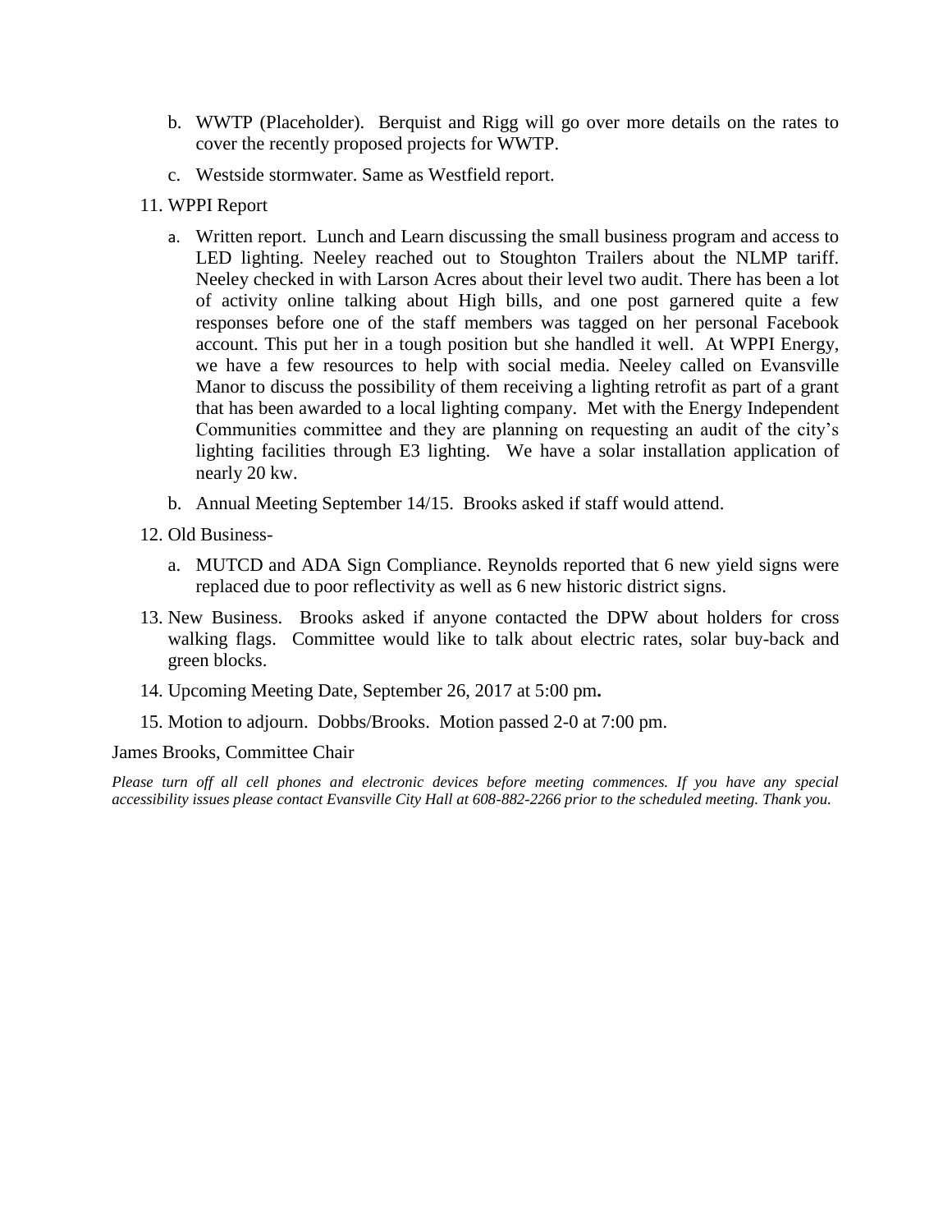b. WWTP (Placeholder). Berquist and Rigg will go over more details on the rates to cover the recently proposed projects for WWTP.

    c. Westside stormwater. Same as Westfield report.

11. WPPI Report

    a. Written report. Lunch and Learn discussing the small business program and access to LED lighting. Neeley reached out to Stoughton Trailers about the NLMP tariff. Neeley checked in with Larson Acres about their level two audit. There has been a lot of activity online talking about High bills, and one post garnered quite a few responses before one of the staff members was tagged on her personal Facebook account. This put her in a tough position but she handled it well. At WPPI Energy, we have a few resources to help with social media. Neeley called on Evansville Manor to discuss the possibility of them receiving a lighting retrofit as part of a grant that has been awarded to a local lighting company. Met with the Energy Independent Communities committee and they are planning on requesting an audit of the city's lighting facilities through E3 lighting. We have a solar installation application of nearly 20 kw.

    b. Annual Meeting September 14/15. Brooks asked if staff would attend.

12. Old Business-

    a. MUTCD and ADA Sign Compliance. Reynolds reported that 6 new yield signs were replaced due to poor reflectivity as well as 6 new historic district signs.

13. New Business. Brooks asked if anyone contacted the DPW about holders for cross walking flags. Committee would like to talk about electric rates, solar buy-back and green blocks.

14. Upcoming Meeting Date, September 26, 2017 at 5:00 pm**.**

15. Motion to adjourn. Dobbs/Brooks. Motion passed 2-0 at 7:00 pm.

James Brooks, Committee Chair

*Please turn off all cell phones and electronic devices before meeting commences. If you have any special accessibility issues please contact Evansville City Hall at 608-882-2266 prior to the scheduled meeting. Thank you.*